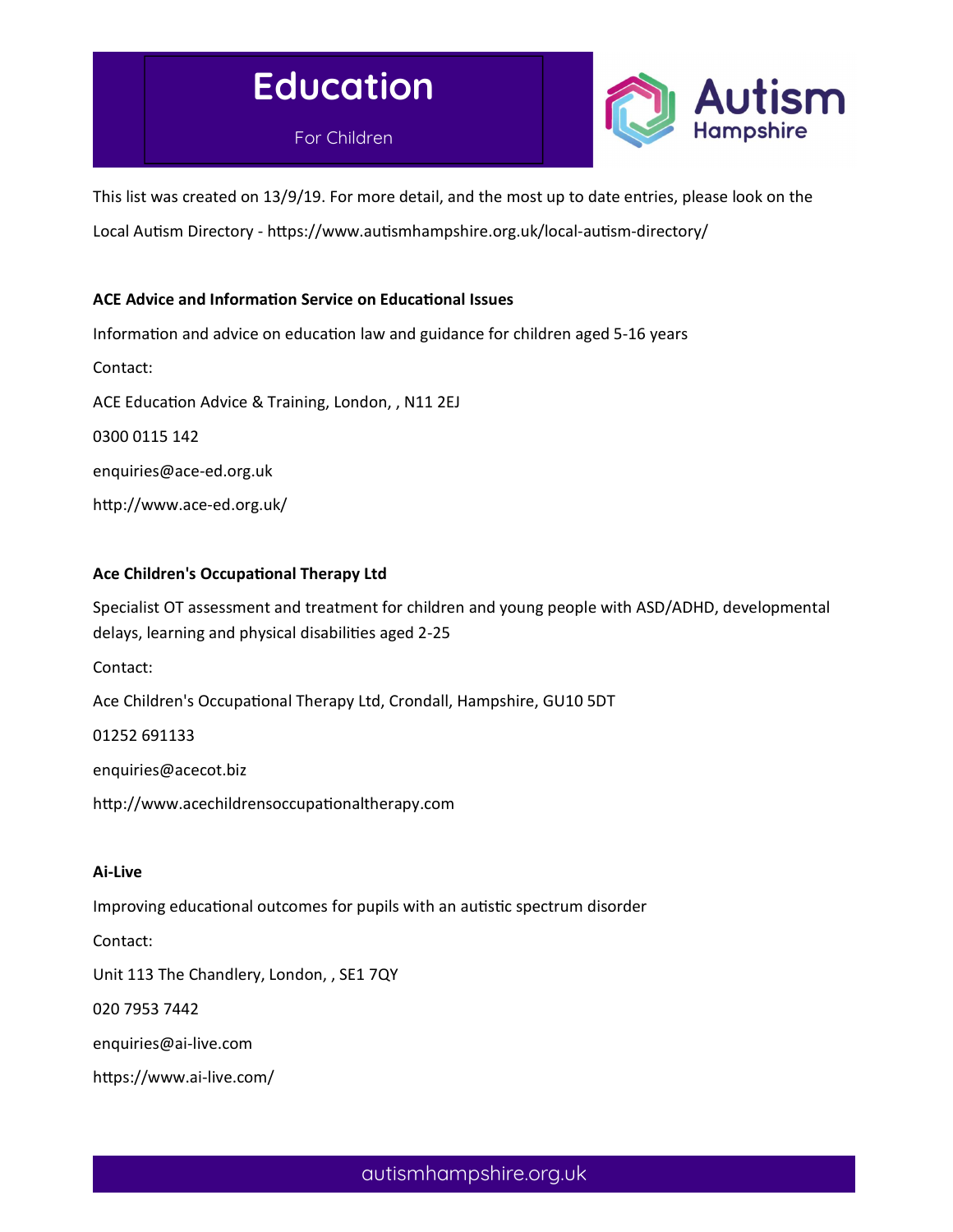# Education

For Children

This list was created on 13/9/19. For more detail, and the most up to date entries, please look on the Local Autism Directory - https://www.autismhampshire.org.uk/local-autism-directory/

**ACE Advice and Information Service on Educational Issues**

Information and advice on education law and guidance for children aged 5-16 years

Contact:

ACE Education Advice & Training, London, , N11 2EJ

0300 0115 142

enquiries@ace-ed.org.uk

http://www.ace-ed.org.uk/

**Ace Children's Occupational Therapy Ltd**

Specialist OT assessment and treatment for children and young people with ASD/ADHD, developmental delays, learning and physical disabilities aged 2-25

Contact:

Ace Children's Occupational Therapy Ltd, Crondall, Hampshire, GU10 5DT

01252 691133

enquiries@acecot.biz

http://www.acechildrensoccupationaltherapy.com

**Ai-Live**

Improving educational outcomes for pupils with an autistic spectrum disorder

Contact:

Unit 113 The Chandlery, London, , SE1 7QY

020 7953 7442

enquiries@ai-live.com

https://www.ai-live.com/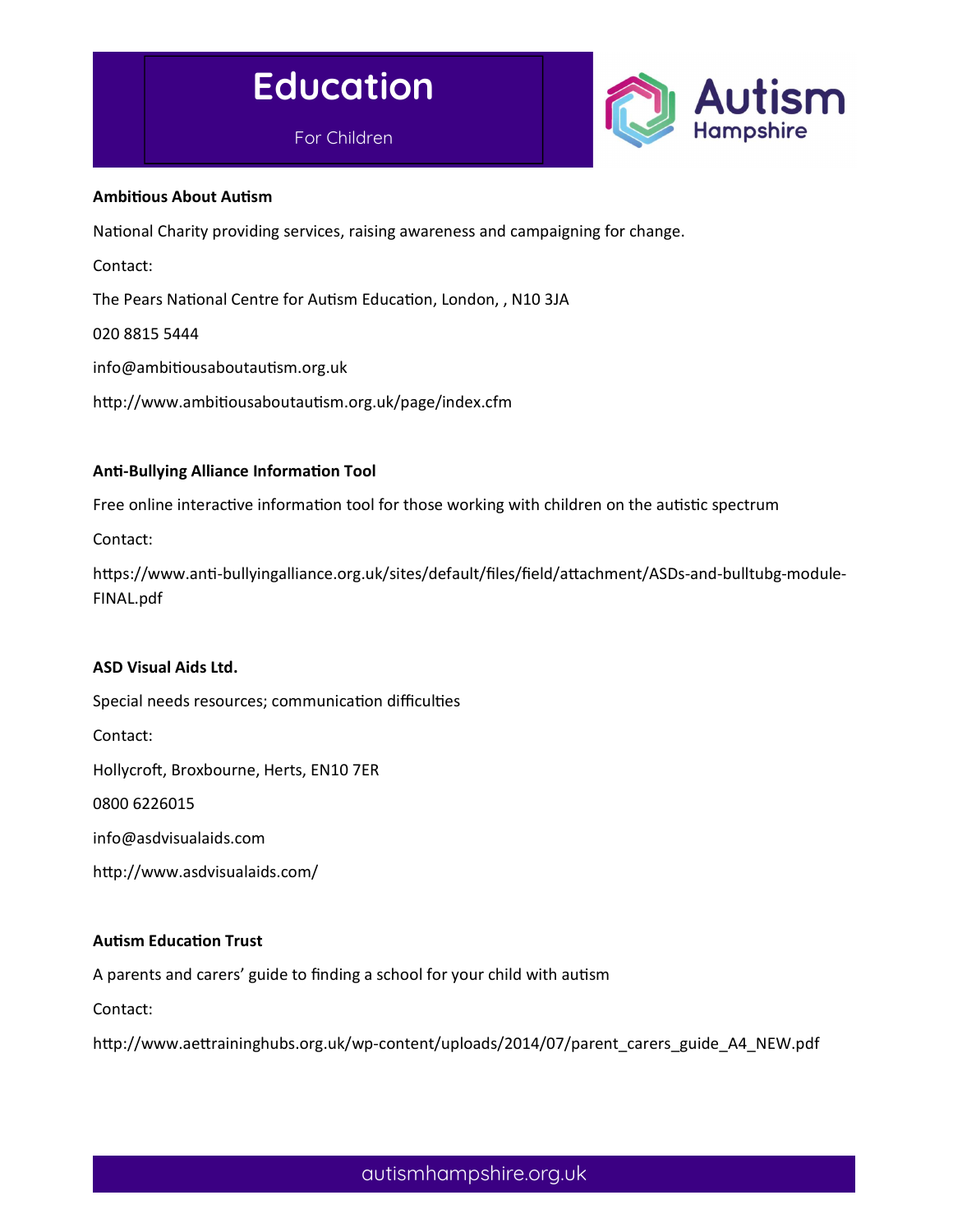# Education

For Children

**Ambitious About Autism**

National Charity providing services, raising awareness and campaigning for change.

Contact:

The Pears National Centre for Autism Education, London, , N10 3JA

020 8815 5444

info@ambitiousaboutautism.org.uk

http://www.ambitiousaboutautism.org.uk/page/index.cfm

**Anti-Bullying Alliance Information Tool**

Free online interactive information tool for those working with children on the autistic spectrum

Contact:

https://www.anti-bullyingalliance.org.uk/sites/default/files/field/attachment/ASDs-and-bulltubg-module-FINAL.pdf

**ASD Visual Aids Ltd.**

Special needs resources; communication difficulties

Contact:

Hollycroft, Broxbourne, Herts, EN10 7ER

0800 6226015

info@asdvisualaids.com

http://www.asdvisualaids.com/

**Autism Education Trust**

A parents and carers' guide to finding a school for your child with autism

Contact:

http://www.aettraininghubs.org.uk/wp-content/uploads/2014/07/parent_carers_guide_A4_NEW.pdf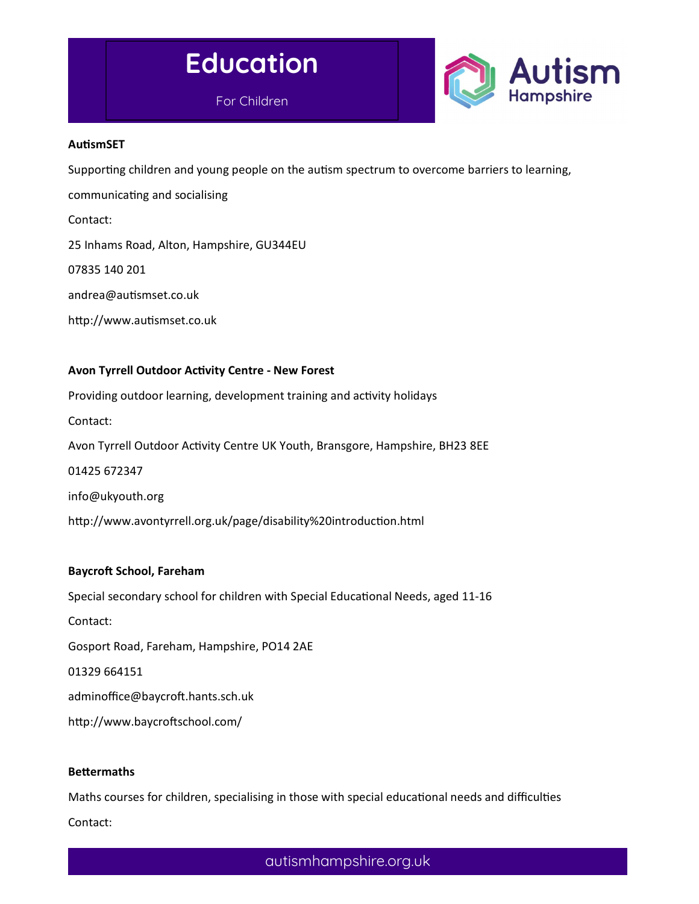# Education

For Children

**AutismSET**

Supporting children and young people on the autism spectrum to overcome barriers to learning, communicating and socialising

Contact:

25 Inhams Road, Alton, Hampshire, GU344EU

07835 140 201

andrea@autismset.co.uk

http://www.autismset.co.uk

**Avon Tyrrell Outdoor Activity Centre - New Forest**

Providing outdoor learning, development training and activity holidays

Contact:

Avon Tyrrell Outdoor Activity Centre UK Youth, Bransgore, Hampshire, BH23 8EE

01425 672347

info@ukyouth.org

http://www.avontyrrell.org.uk/page/disability%20introduction.html

**Baycroft School, Fareham**

Special secondary school for children with Special Educational Needs, aged 11-16

Contact:

Gosport Road, Fareham, Hampshire, PO14 2AE

01329 664151

adminoffice@baycroft.hants.sch.uk

http://www.baycroftschool.com/

**Bettermaths**

Maths courses for children, specialising in those with special educational needs and difficulties

Contact: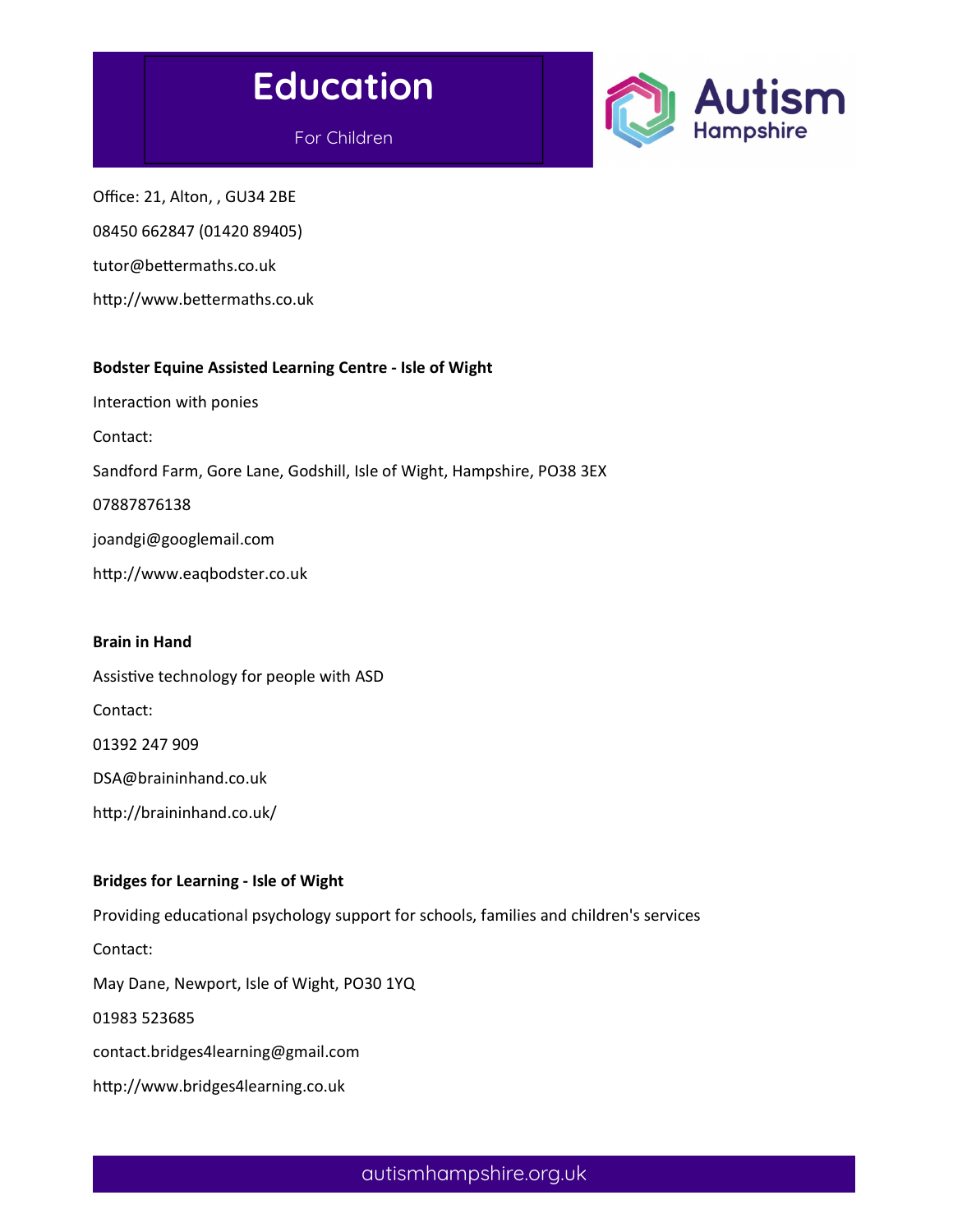# Education

For Children

Office: 21, Alton, , GU34 2BE

08450 662847 (01420 89405)

tutor@bettermaths.co.uk

http://www.bettermaths.co.uk

**Bodster Equine Assisted Learning Centre - Isle of Wight**

Interaction with ponies

Contact:

Sandford Farm, Gore Lane, Godshill, Isle of Wight, Hampshire, PO38 3EX

07887876138

joandgi@googlemail.com

http://www.eaqbodster.co.uk

**Brain in Hand**

Assistive technology for people with ASD

Contact:

01392 247 909

DSA@braininhand.co.uk

http://braininhand.co.uk/

**Bridges for Learning - Isle of Wight**

Providing educational psychology support for schools, families and children's services

Contact:

May Dane, Newport, Isle of Wight, PO30 1YQ

01983 523685

contact.bridges4learning@gmail.com

http://www.bridges4learning.co.uk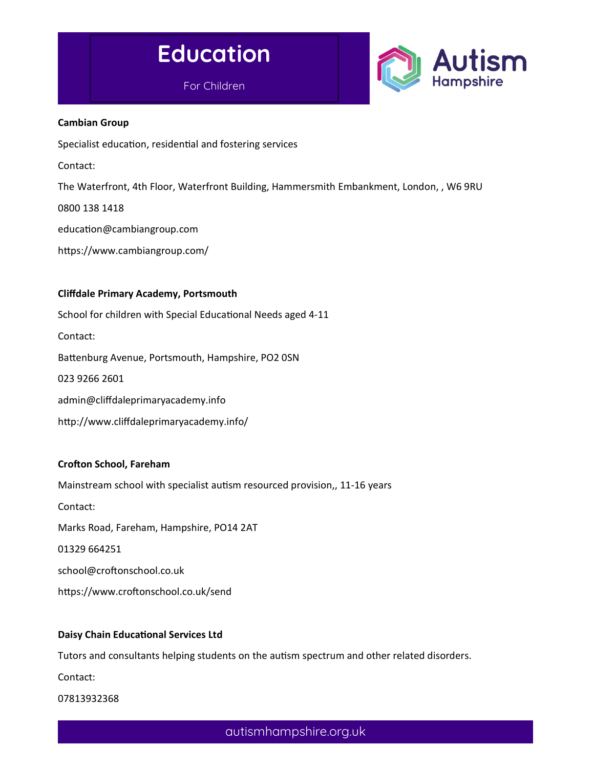# Education

For Children

**Cambian Group**

Specialist education, residential and fostering services

Contact:

The Waterfront, 4th Floor, Waterfront Building, Hammersmith Embankment, London, , W6 9RU

0800 138 1418

education@cambiangroup.com

https://www.cambiangroup.com/

**Cliffdale Primary Academy, Portsmouth**

School for children with Special Educational Needs aged 4-11

Contact:

Battenburg Avenue, Portsmouth, Hampshire, PO2 0SN

023 9266 2601

admin@cliffdaleprimaryacademy.info

http://www.cliffdaleprimaryacademy.info/

**Crofton School, Fareham**

Mainstream school with specialist autism resourced provision,, 11-16 years

Contact:

Marks Road, Fareham, Hampshire, PO14 2AT

01329 664251

school@croftonschool.co.uk

https://www.croftonschool.co.uk/send

**Daisy Chain Educational Services Ltd**

Tutors and consultants helping students on the autism spectrum and other related disorders.

Contact:

07813932368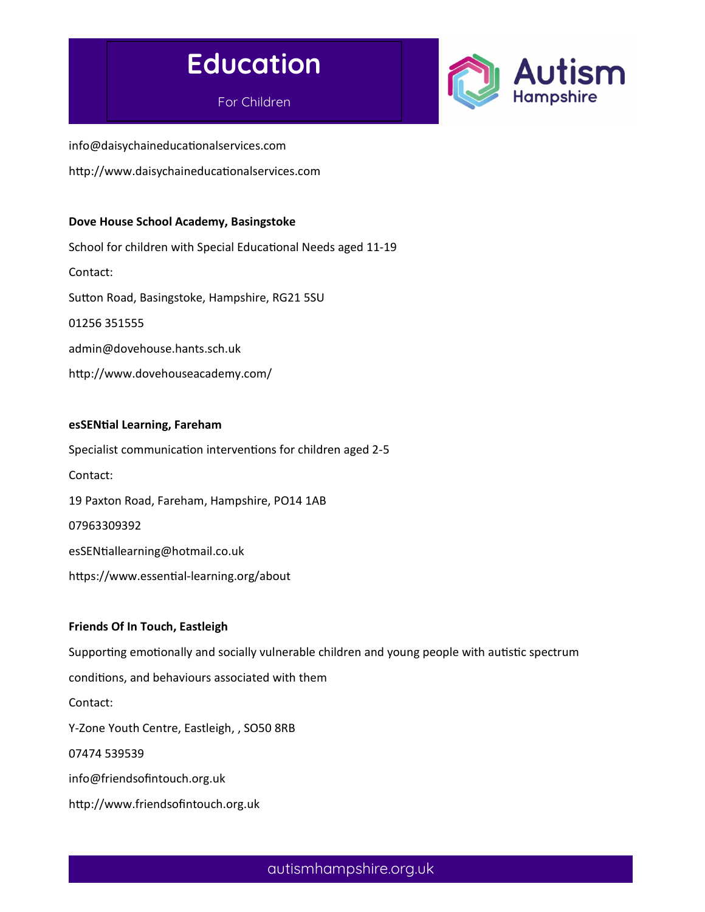info@daisychaineducationalservices.com

http://www.daisychaineducationalservices.com

**Dove House School Academy, Basingstoke**

School for children with Special Educational Needs aged 11-19

Contact:

Sutton Road, Basingstoke, Hampshire, RG21 5SU

01256 351555

admin@dovehouse.hants.sch.uk

http://www.dovehouseacademy.com/

**esSENtial Learning, Fareham**

Specialist communication interventions for children aged 2-5

Contact:

19 Paxton Road, Fareham, Hampshire, PO14 1AB

07963309392

esSENtiallearning@hotmail.co.uk

https://www.essential-learning.org/about

**Friends Of In Touch, Eastleigh**

Supporting emotionally and socially vulnerable children and young people with autistic spectrum conditions, and behaviours associated with them

Contact:

Y-Zone Youth Centre, Eastleigh, , SO50 8RB

07474 539539

info@friendsofintouch.org.uk

http://www.friendsofintouch.org.uk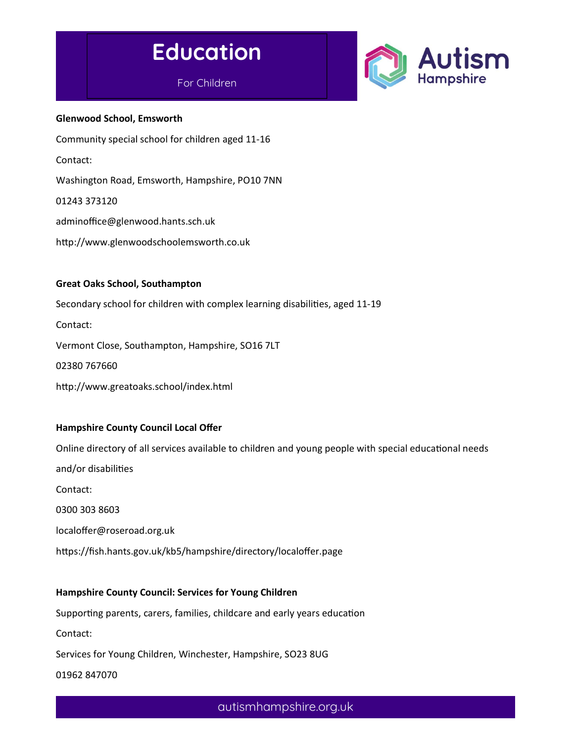# Education

For Children

**Glenwood School, Emsworth**

Community special school for children aged 11-16

Contact:

Washington Road, Emsworth, Hampshire, PO10 7NN

01243 373120

adminoffice@glenwood.hants.sch.uk

http://www.glenwoodschoolemsworth.co.uk

**Great Oaks School, Southampton**

Secondary school for children with complex learning disabilities, aged 11-19

Contact:

Vermont Close, Southampton, Hampshire, SO16 7LT

02380 767660

http://www.greatoaks.school/index.html

**Hampshire County Council Local Offer**

Online directory of all services available to children and young people with special educational needs and/or disabilities

Contact:

0300 303 8603

localoffer@roseroad.org.uk

https://fish.hants.gov.uk/kb5/hampshire/directory/localoffer.page

**Hampshire County Council: Services for Young Children**

Supporting parents, carers, families, childcare and early years education

Contact:

Services for Young Children, Winchester, Hampshire, SO23 8UG

01962 847070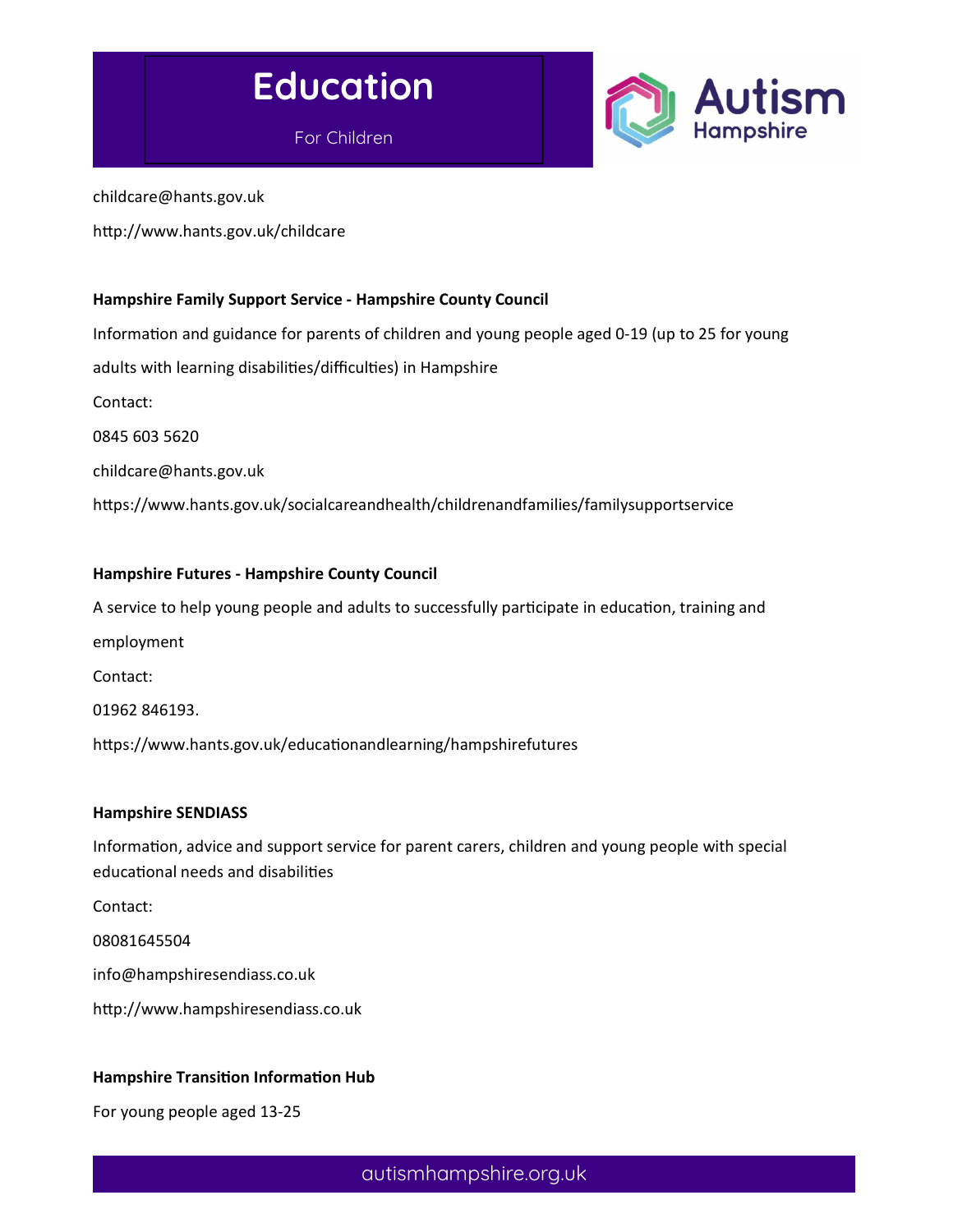childcare@hants.gov.uk

http://www.hants.gov.uk/childcare

**Hampshire Family Support Service - Hampshire County Council**

Information and guidance for parents of children and young people aged 0-19 (up to 25 for young adults with learning disabilities/difficulties) in Hampshire

Contact:

0845 603 5620

childcare@hants.gov.uk

https://www.hants.gov.uk/socialcareandhealth/childrenandfamilies/familysupportservice

**Hampshire Futures - Hampshire County Council**

A service to help young people and adults to successfully participate in education, training and employment

Contact:

01962 846193.

https://www.hants.gov.uk/educationandlearning/hampshirefutures

**Hampshire SENDIASS**

Information, advice and support service for parent carers, children and young people with special educational needs and disabilities

Contact:

08081645504

info@hampshiresendiass.co.uk

http://www.hampshiresendiass.co.uk

**Hampshire Transition Information Hub**

For young people aged 13-25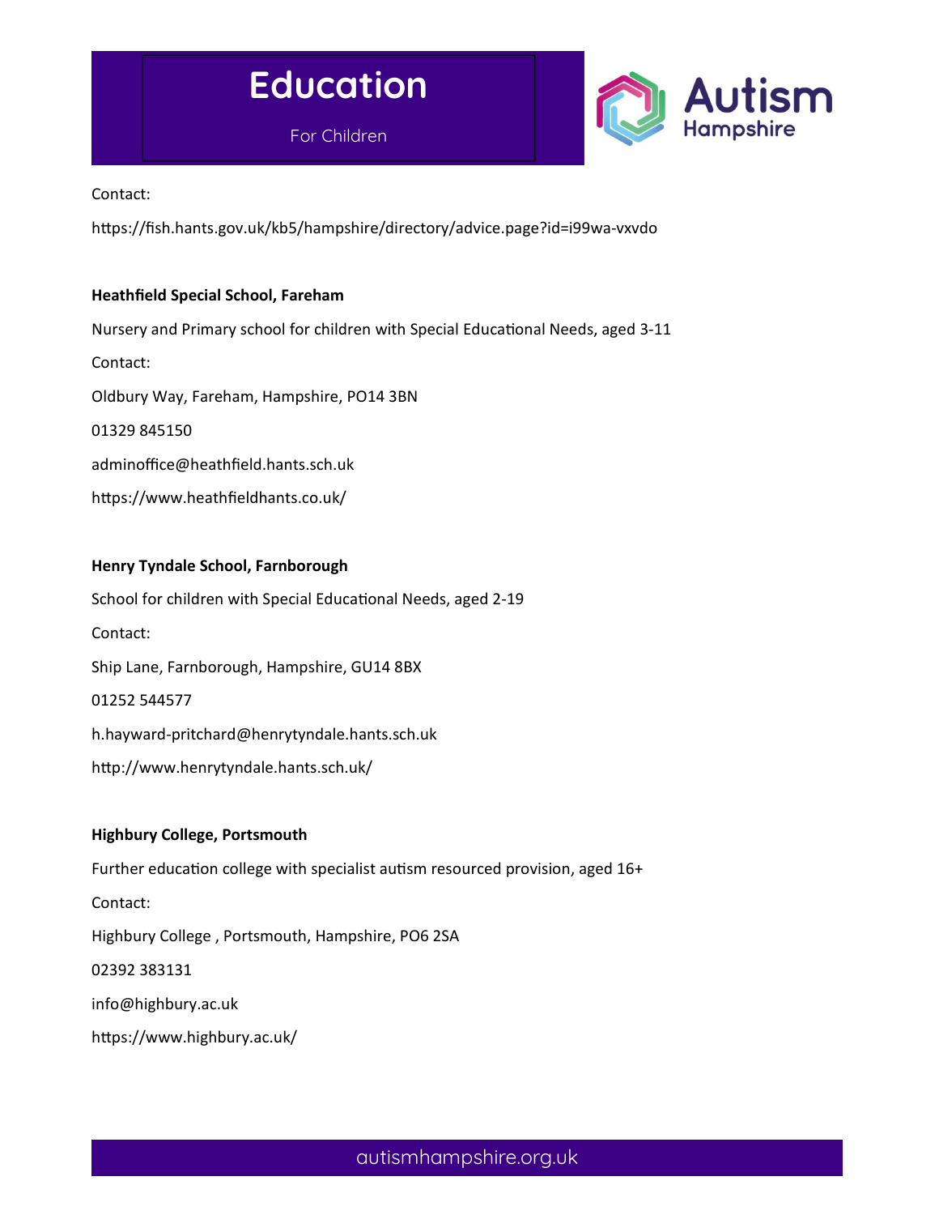Contact:

https://fish.hants.gov.uk/kb5/hampshire/directory/advice.page?id=i99wa-vxvdo

**Heathfield Special School, Fareham**

Nursery and Primary school for children with Special Educational Needs, aged 3-11

Contact:

Oldbury Way, Fareham, Hampshire, PO14 3BN

01329 845150

adminoffice@heathfield.hants.sch.uk

https://www.heathfieldhants.co.uk/

**Henry Tyndale School, Farnborough**

School for children with Special Educational Needs, aged 2-19

Contact:

Ship Lane, Farnborough, Hampshire, GU14 8BX

01252 544577

h.hayward-pritchard@henrytyndale.hants.sch.uk

http://www.henrytyndale.hants.sch.uk/

**Highbury College, Portsmouth**

Further education college with specialist autism resourced provision, aged 16+

Contact:

Highbury College , Portsmouth, Hampshire, PO6 2SA

02392 383131

info@highbury.ac.uk

https://www.highbury.ac.uk/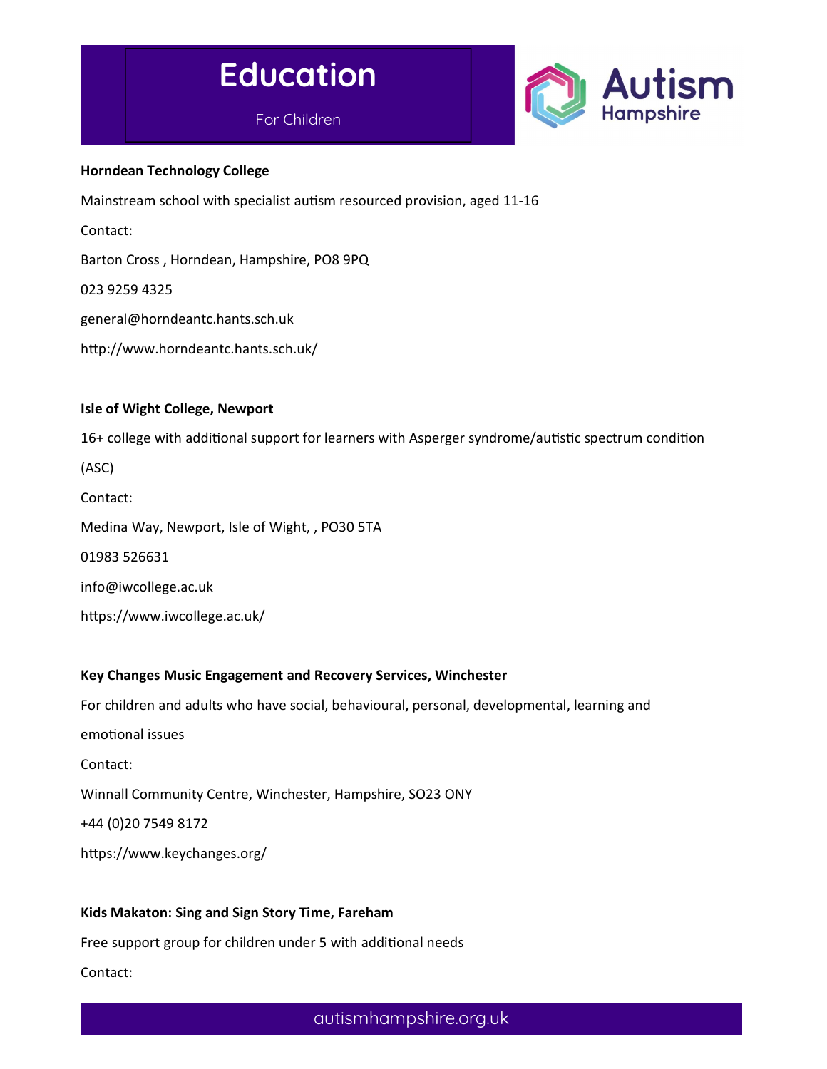# Education

For Children

**Horndean Technology College**

Mainstream school with specialist autism resourced provision, aged 11-16

Contact:

Barton Cross , Horndean, Hampshire, PO8 9PQ

023 9259 4325

general@horndeantc.hants.sch.uk

http://www.horndeantc.hants.sch.uk/

**Isle of Wight College, Newport**

16+ college with additional support for learners with Asperger syndrome/autistic spectrum condition (ASC)

Contact:

Medina Way, Newport, Isle of Wight, , PO30 5TA

01983 526631

info@iwcollege.ac.uk

https://www.iwcollege.ac.uk/

**Key Changes Music Engagement and Recovery Services, Winchester**

For children and adults who have social, behavioural, personal, developmental, learning and emotional issues

Contact:

Winnall Community Centre, Winchester, Hampshire, SO23 ONY

+44 (0)20 7549 8172

https://www.keychanges.org/

**Kids Makaton: Sing and Sign Story Time, Fareham**

Free support group for children under 5 with additional needs

Contact: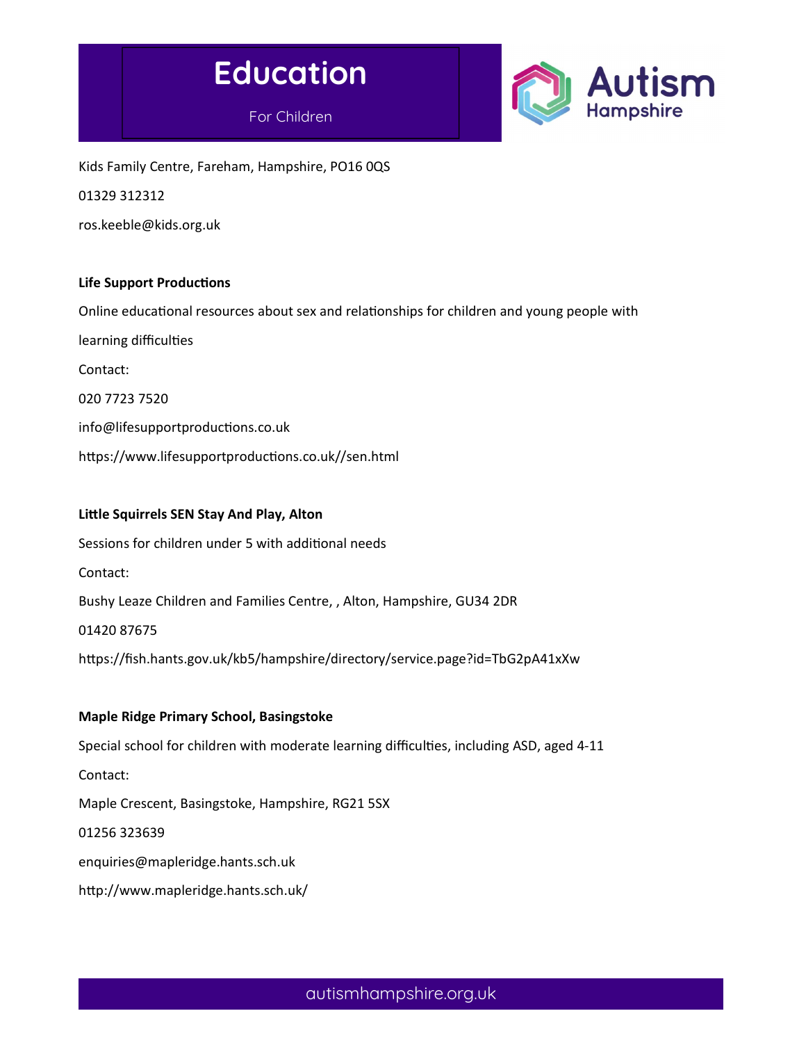Kids Family Centre, Fareham, Hampshire, PO16 0QS

01329 312312

ros.keeble@kids.org.uk

**Life Support Productions**

Online educational resources about sex and relationships for children and young people with learning difficulties

Contact:

020 7723 7520

info@lifesupportproductions.co.uk

https://www.lifesupportproductions.co.uk//sen.html

**Little Squirrels SEN Stay And Play, Alton**

Sessions for children under 5 with additional needs

Contact:

Bushy Leaze Children and Families Centre, , Alton, Hampshire, GU34 2DR

01420 87675

https://fish.hants.gov.uk/kb5/hampshire/directory/service.page?id=TbG2pA41xXw

**Maple Ridge Primary School, Basingstoke**

Special school for children with moderate learning difficulties, including ASD, aged 4-11

Contact:

Maple Crescent, Basingstoke, Hampshire, RG21 5SX

01256 323639

enquiries@mapleridge.hants.sch.uk

http://www.mapleridge.hants.sch.uk/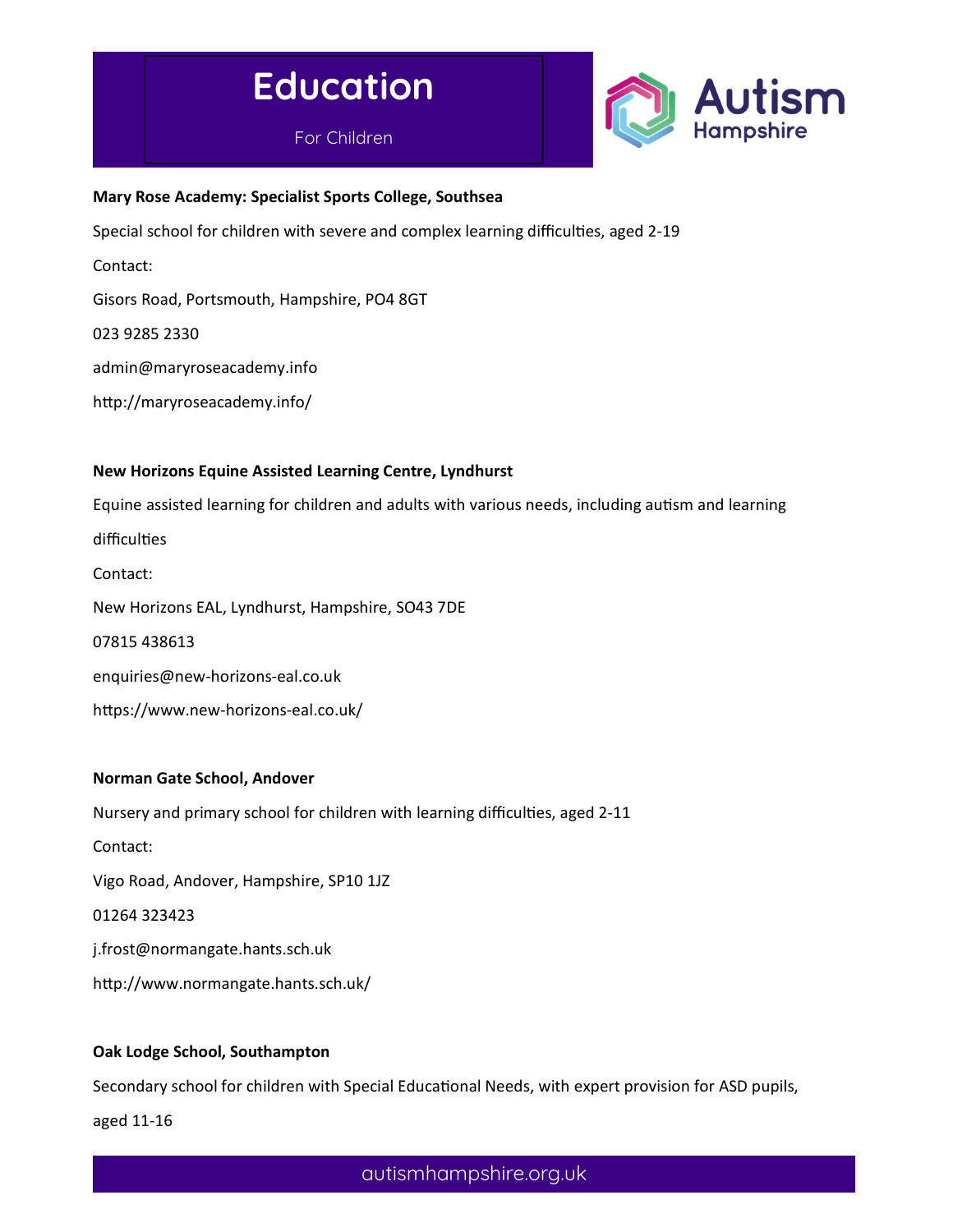# Education

For Children

**Mary Rose Academy: Specialist Sports College, Southsea**

Special school for children with severe and complex learning difficulties, aged 2-19

Contact:

Gisors Road, Portsmouth, Hampshire, PO4 8GT

023 9285 2330

admin@maryroseacademy.info

http://maryroseacademy.info/

**New Horizons Equine Assisted Learning Centre, Lyndhurst**

Equine assisted learning for children and adults with various needs, including autism and learning difficulties

Contact:

New Horizons EAL, Lyndhurst, Hampshire, SO43 7DE

07815 438613

enquiries@new-horizons-eal.co.uk

https://www.new-horizons-eal.co.uk/

**Norman Gate School, Andover**

Nursery and primary school for children with learning difficulties, aged 2-11

Contact:

Vigo Road, Andover, Hampshire, SP10 1JZ

01264 323423

j.frost@normangate.hants.sch.uk

http://www.normangate.hants.sch.uk/

**Oak Lodge School, Southampton**

Secondary school for children with Special Educational Needs, with expert provision for ASD pupils, aged 11-16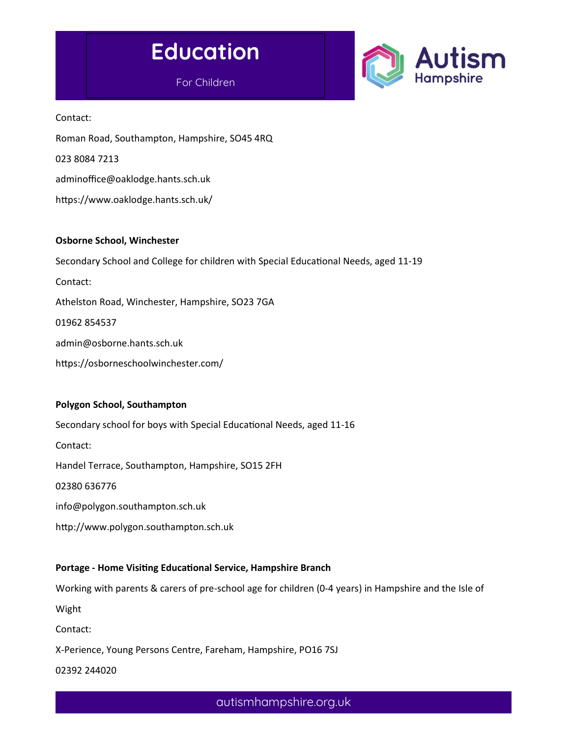Contact:

Roman Road, Southampton, Hampshire, SO45 4RQ

023 8084 7213

adminoffice@oaklodge.hants.sch.uk

https://www.oaklodge.hants.sch.uk/

**Osborne School, Winchester**

Secondary School and College for children with Special Educational Needs, aged 11-19

Contact:

Athelston Road, Winchester, Hampshire, SO23 7GA

01962 854537

admin@osborne.hants.sch.uk

https://osborneschoolwinchester.com/

**Polygon School, Southampton**

Secondary school for boys with Special Educational Needs, aged 11-16

Contact:

Handel Terrace, Southampton, Hampshire, SO15 2FH

02380 636776

info@polygon.southampton.sch.uk

http://www.polygon.southampton.sch.uk

**Portage - Home Visiting Educational Service, Hampshire Branch**

Working with parents & carers of pre-school age for children (0-4 years) in Hampshire and the Isle of Wight

Contact:

X-Perience, Young Persons Centre, Fareham, Hampshire, PO16 7SJ

02392 244020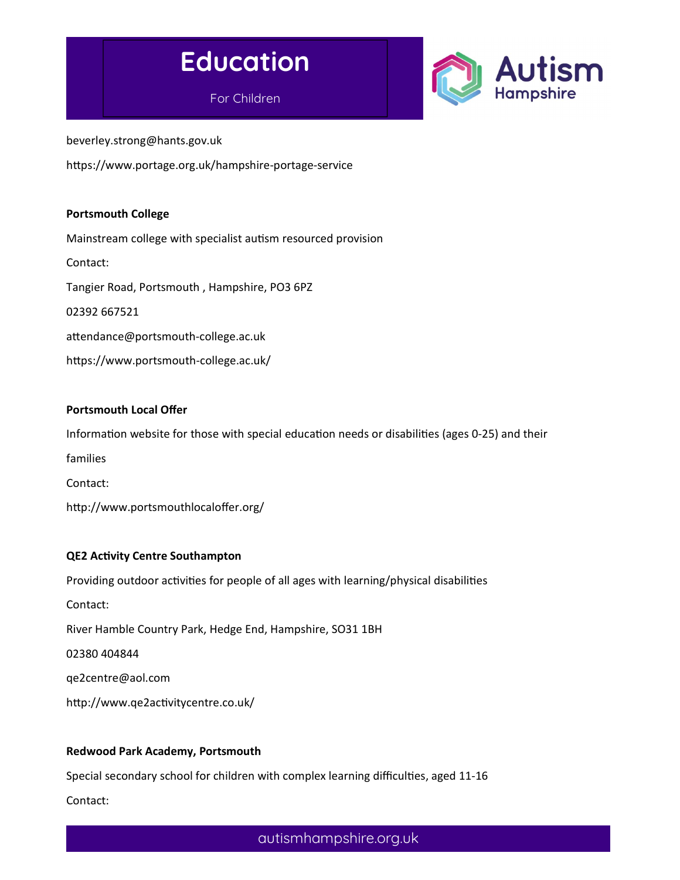beverley.strong@hants.gov.uk

https://www.portage.org.uk/hampshire-portage-service

**Portsmouth College**

Mainstream college with specialist autism resourced provision

Contact:

Tangier Road, Portsmouth , Hampshire, PO3 6PZ

02392 667521

attendance@portsmouth-college.ac.uk

https://www.portsmouth-college.ac.uk/

**Portsmouth Local Offer**

Information website for those with special education needs or disabilities (ages 0-25) and their families

Contact:

http://www.portsmouthlocaloffer.org/

**QE2 Activity Centre Southampton**

Providing outdoor activities for people of all ages with learning/physical disabilities

Contact:

River Hamble Country Park, Hedge End, Hampshire, SO31 1BH

02380 404844

qe2centre@aol.com

http://www.qe2activitycentre.co.uk/

**Redwood Park Academy, Portsmouth**

Special secondary school for children with complex learning difficulties, aged 11-16

Contact: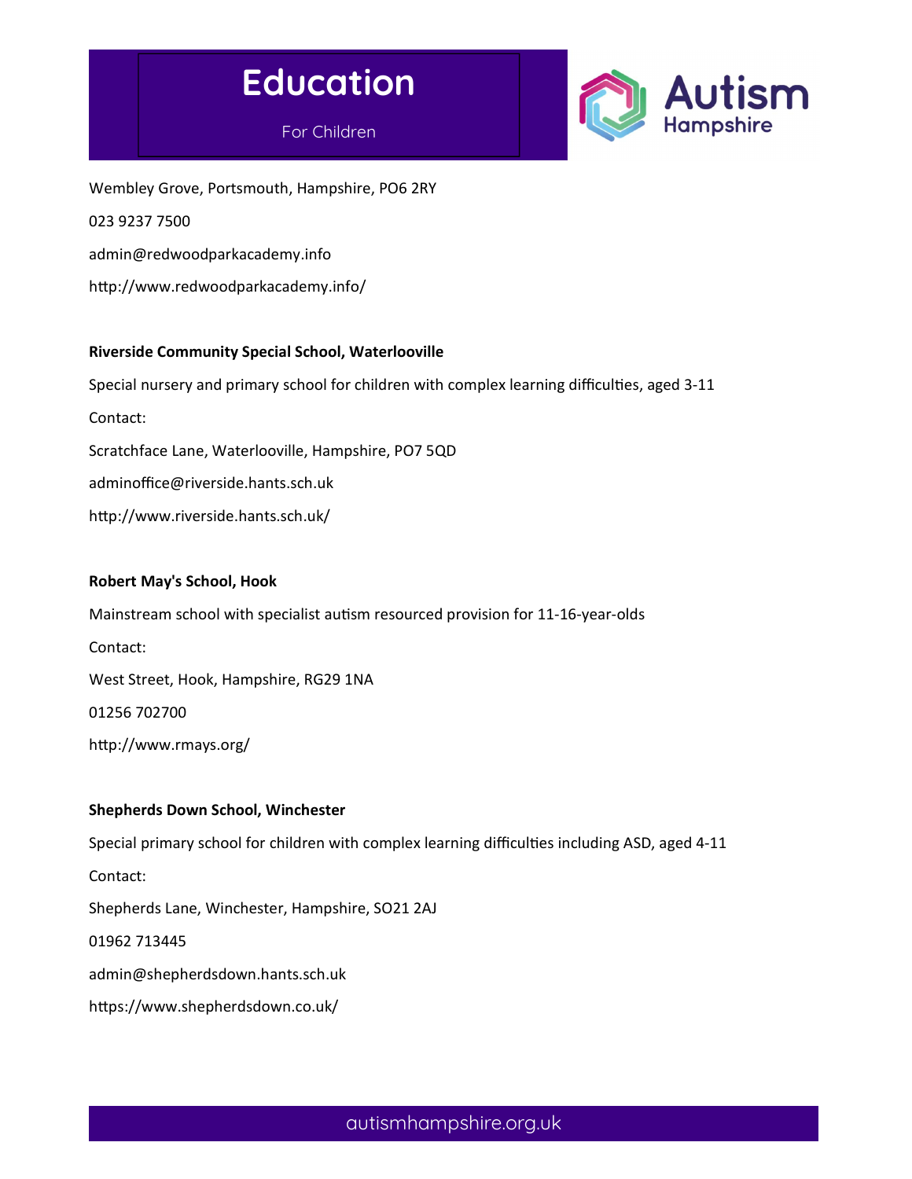Wembley Grove, Portsmouth, Hampshire, PO6 2RY

023 9237 7500

admin@redwoodparkacademy.info

http://www.redwoodparkacademy.info/

**Riverside Community Special School, Waterlooville**

Special nursery and primary school for children with complex learning difficulties, aged 3-11

Contact:

Scratchface Lane, Waterlooville, Hampshire, PO7 5QD

adminoffice@riverside.hants.sch.uk

http://www.riverside.hants.sch.uk/

**Robert May's School, Hook**

Mainstream school with specialist autism resourced provision for 11-16-year-olds

Contact:

West Street, Hook, Hampshire, RG29 1NA

01256 702700

http://www.rmays.org/

**Shepherds Down School, Winchester**

Special primary school for children with complex learning difficulties including ASD, aged 4-11

Contact:

Shepherds Lane, Winchester, Hampshire, SO21 2AJ

01962 713445

admin@shepherdsdown.hants.sch.uk

https://www.shepherdsdown.co.uk/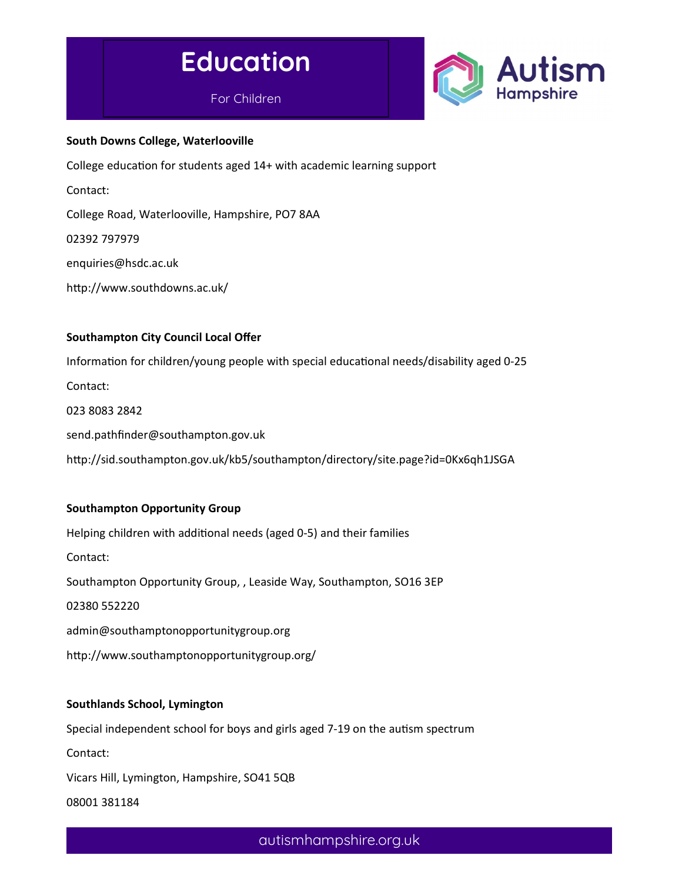# Education

For Children

**South Downs College, Waterlooville**

College education for students aged 14+ with academic learning support

Contact:

College Road, Waterlooville, Hampshire, PO7 8AA

02392 797979

enquiries@hsdc.ac.uk

http://www.southdowns.ac.uk/

**Southampton City Council Local Offer**

Information for children/young people with special educational needs/disability aged 0-25

Contact:

023 8083 2842

send.pathfinder@southampton.gov.uk

http://sid.southampton.gov.uk/kb5/southampton/directory/site.page?id=0Kx6qh1JSGA

**Southampton Opportunity Group**

Helping children with additional needs (aged 0-5) and their families

Contact:

Southampton Opportunity Group, , Leaside Way, Southampton, SO16 3EP

02380 552220

admin@southamptonopportunitygroup.org

http://www.southamptonopportunitygroup.org/

**Southlands School, Lymington**

Special independent school for boys and girls aged 7-19 on the autism spectrum

Contact:

Vicars Hill, Lymington, Hampshire, SO41 5QB

08001 381184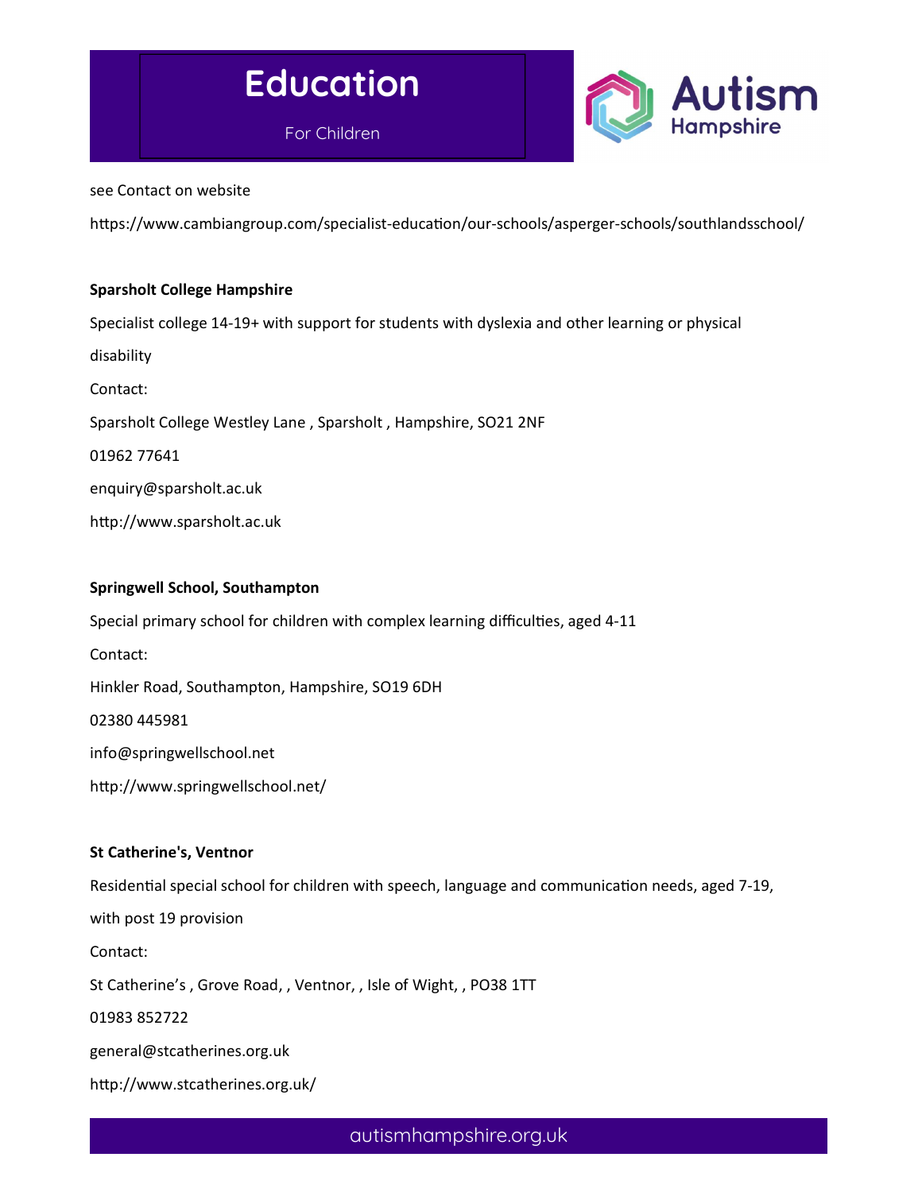see Contact on website

https://www.cambiangroup.com/specialist-education/our-schools/asperger-schools/southlandsschool/

**Sparsholt College Hampshire**

Specialist college 14-19+ with support for students with dyslexia and other learning or physical disability

Contact:

Sparsholt College Westley Lane , Sparsholt , Hampshire, SO21 2NF

01962 77641

enquiry@sparsholt.ac.uk

http://www.sparsholt.ac.uk

**Springwell School, Southampton**

Special primary school for children with complex learning difficulties, aged 4-11

Contact:

Hinkler Road, Southampton, Hampshire, SO19 6DH

02380 445981

info@springwellschool.net

http://www.springwellschool.net/

**St Catherine's, Ventnor**

Residential special school for children with speech, language and communication needs, aged 7-19, with post 19 provision

Contact:

St Catherine's , Grove Road, , Ventnor, , Isle of Wight, , PO38 1TT

01983 852722

general@stcatherines.org.uk

http://www.stcatherines.org.uk/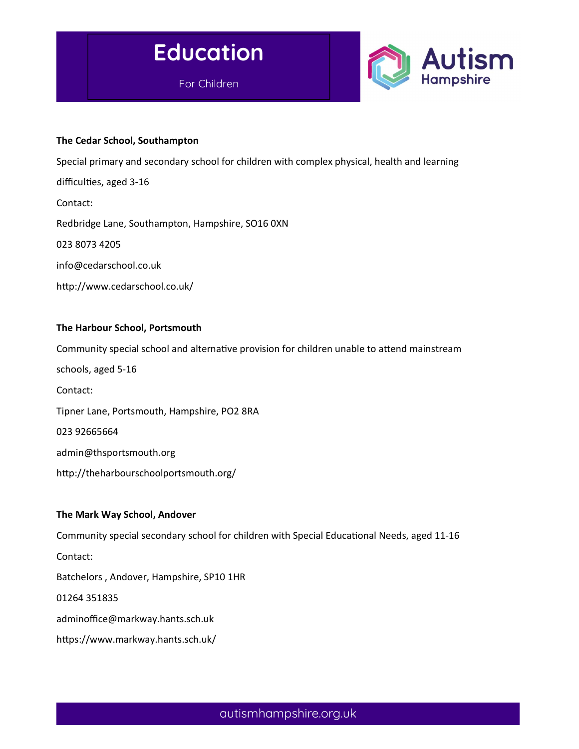# Education

For Children

**The Cedar School, Southampton**

Special primary and secondary school for children with complex physical, health and learning difficulties, aged 3-16

Contact:

Redbridge Lane, Southampton, Hampshire, SO16 0XN

023 8073 4205

info@cedarschool.co.uk

http://www.cedarschool.co.uk/

**The Harbour School, Portsmouth**

Community special school and alternative provision for children unable to attend mainstream schools, aged 5-16

Contact:

Tipner Lane, Portsmouth, Hampshire, PO2 8RA

023 92665664

admin@thsportsmouth.org

http://theharbourschoolportsmouth.org/

**The Mark Way School, Andover**

Community special secondary school for children with Special Educational Needs, aged 11-16

Contact:

Batchelors , Andover, Hampshire, SP10 1HR

01264 351835

adminoffice@markway.hants.sch.uk

https://www.markway.hants.sch.uk/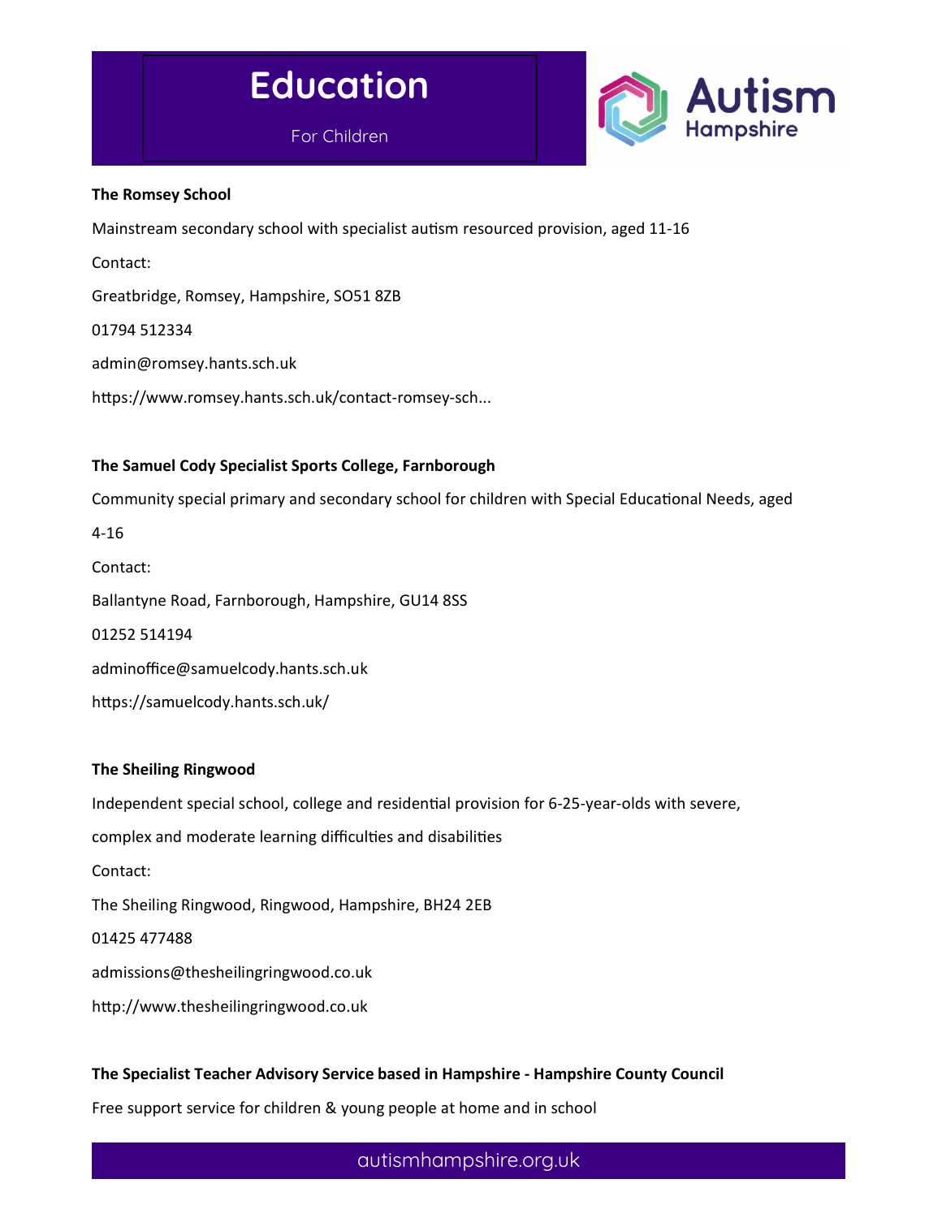# Education

For Children

**The Romsey School**

Mainstream secondary school with specialist autism resourced provision, aged 11-16

Contact:

Greatbridge, Romsey, Hampshire, SO51 8ZB

01794 512334

admin@romsey.hants.sch.uk

https://www.romsey.hants.sch.uk/contact-romsey-sch...

**The Samuel Cody Specialist Sports College, Farnborough**

Community special primary and secondary school for children with Special Educational Needs, aged 4-16

Contact:

Ballantyne Road, Farnborough, Hampshire, GU14 8SS

01252 514194

adminoffice@samuelcody.hants.sch.uk

https://samuelcody.hants.sch.uk/

**The Sheiling Ringwood**

Independent special school, college and residential provision for 6-25-year-olds with severe, complex and moderate learning difficulties and disabilities

Contact:

The Sheiling Ringwood, Ringwood, Hampshire, BH24 2EB

01425 477488

admissions@thesheilingringwood.co.uk

http://www.thesheilingringwood.co.uk

**The Specialist Teacher Advisory Service based in Hampshire - Hampshire County Council**

Free support service for children & young people at home and in school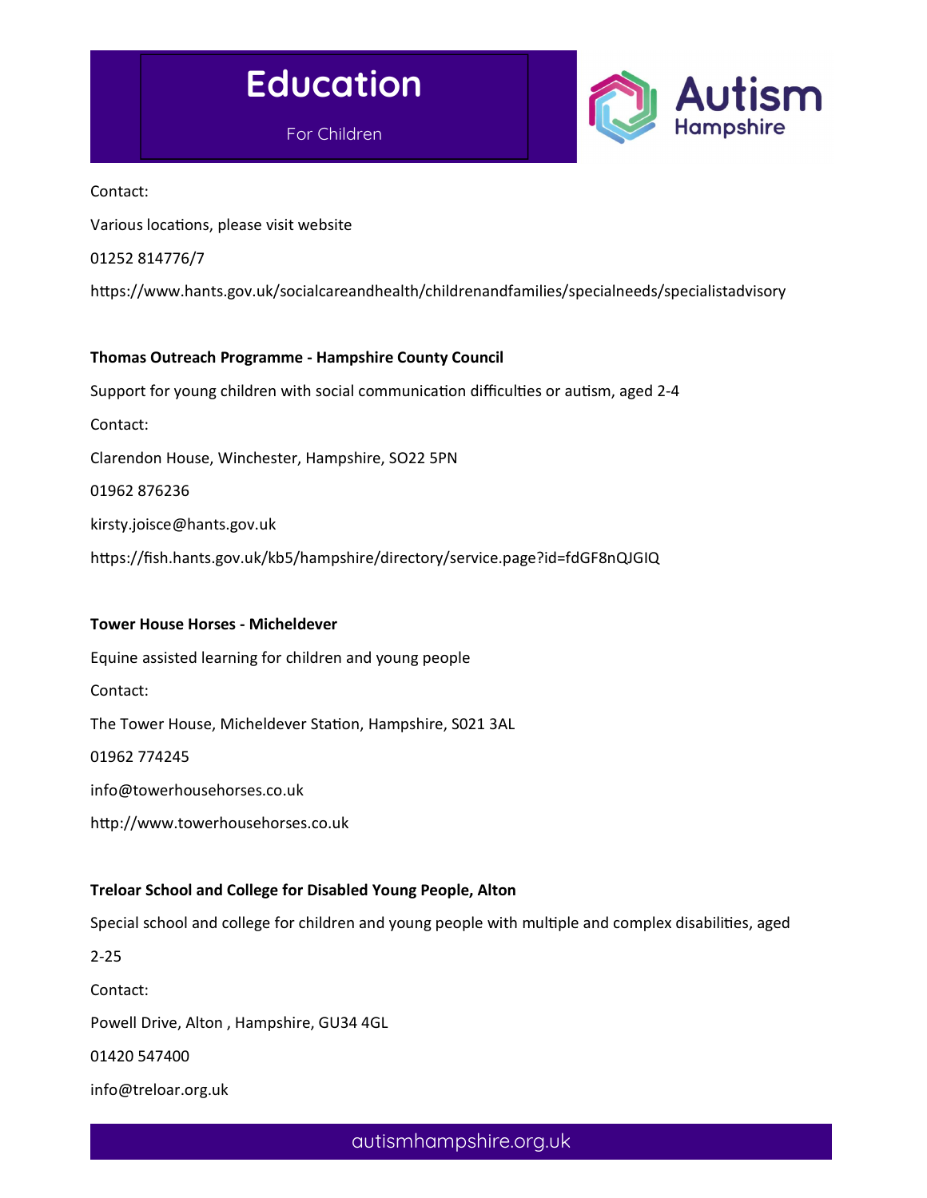Contact:

Various locations, please visit website

01252 814776/7

https://www.hants.gov.uk/socialcareandhealth/childrenandfamilies/specialneeds/specialistadvisory

**Thomas Outreach Programme - Hampshire County Council**

Support for young children with social communication difficulties or autism, aged 2-4

Contact:

Clarendon House, Winchester, Hampshire, SO22 5PN

01962 876236

kirsty.joisce@hants.gov.uk

https://fish.hants.gov.uk/kb5/hampshire/directory/service.page?id=fdGF8nQJGIQ

**Tower House Horses - Micheldever**

Equine assisted learning for children and young people

Contact:

The Tower House, Micheldever Station, Hampshire, S021 3AL

01962 774245

info@towerhousehorses.co.uk

http://www.towerhousehorses.co.uk

**Treloar School and College for Disabled Young People, Alton**

Special school and college for children and young people with multiple and complex disabilities, aged 2-25

Contact:

Powell Drive, Alton , Hampshire, GU34 4GL

01420 547400

info@treloar.org.uk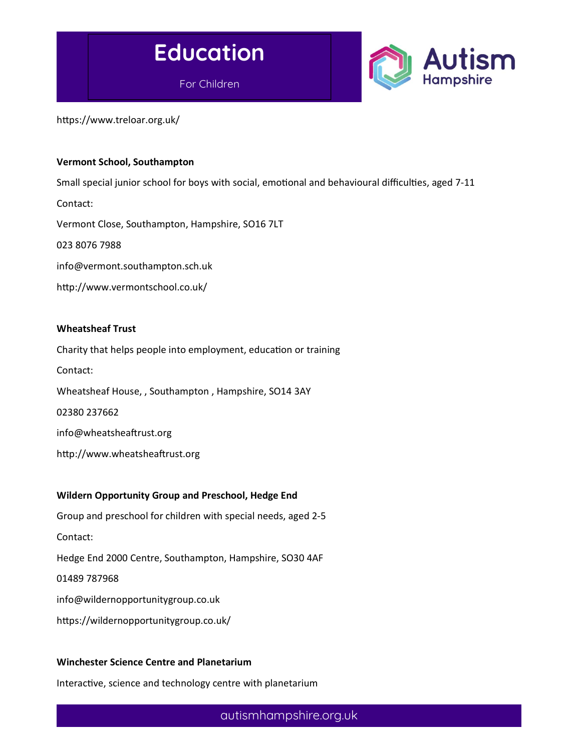https://www.treloar.org.uk/

**Vermont School, Southampton**

Small special junior school for boys with social, emotional and behavioural difficulties, aged 7-11

Contact:

Vermont Close, Southampton, Hampshire, SO16 7LT

023 8076 7988

info@vermont.southampton.sch.uk

http://www.vermontschool.co.uk/

**Wheatsheaf Trust**

Charity that helps people into employment, education or training

Contact:

Wheatsheaf House, , Southampton , Hampshire, SO14 3AY

02380 237662

info@wheatsheaftrust.org

http://www.wheatsheaftrust.org

**Wildern Opportunity Group and Preschool, Hedge End**

Group and preschool for children with special needs, aged 2-5

Contact:

Hedge End 2000 Centre, Southampton, Hampshire, SO30 4AF

01489 787968

info@wildernopportunitygroup.co.uk

https://wildernopportunitygroup.co.uk/

**Winchester Science Centre and Planetarium**

Interactive, science and technology centre with planetarium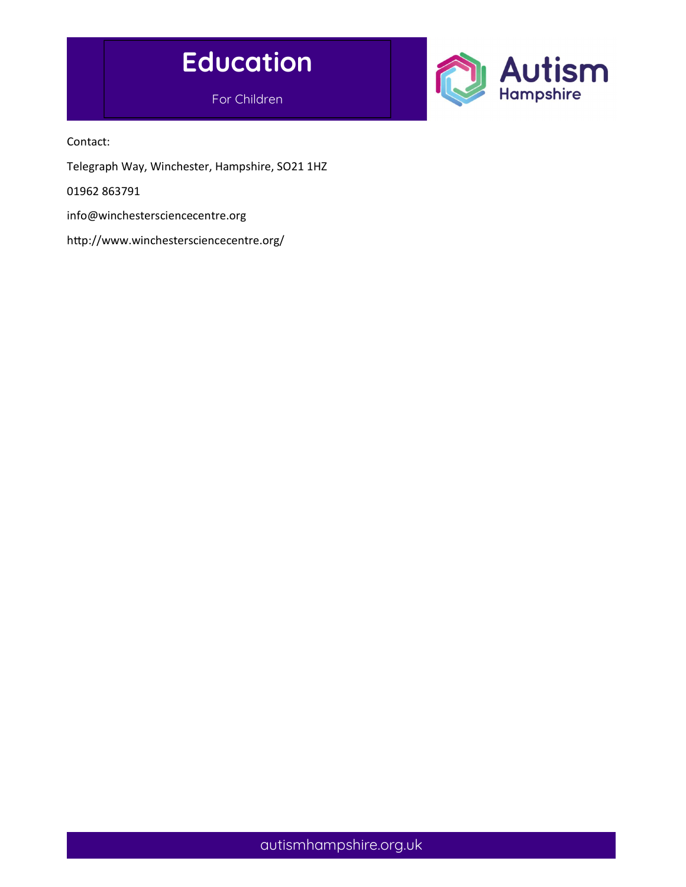# Education

For Children

Contact:

Telegraph Way, Winchester, Hampshire, SO21 1HZ

01962 863791

info@winchestersciencecentre.org

http://www.winchestersciencecentre.org/